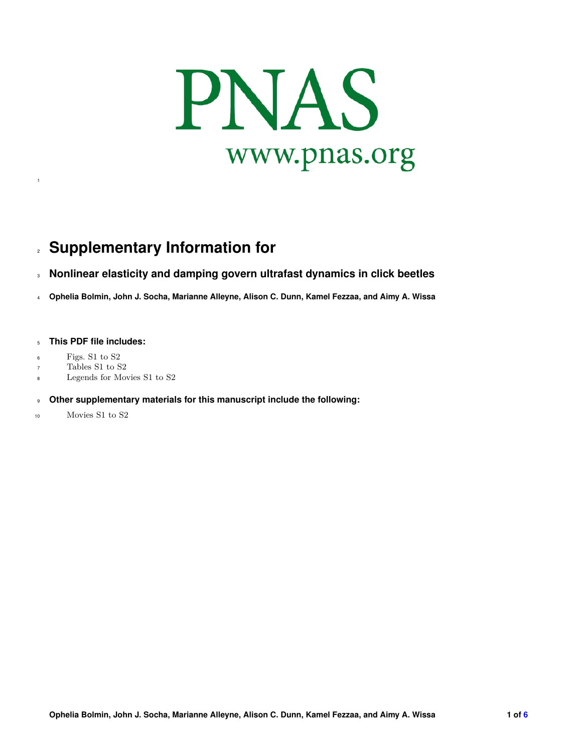PNAS

www.pnas.org

# Supplementary Information for

## Nonlinear elasticity and damping govern ultrafast dynamics in click beetles

**Ophelia Bolmin, John J. Socha, Marianne Alleyne, Alison C. Dunn, Kamel Fezzaa, and Aimy A. Wissa**

### This PDF file includes:

Figs. S1 to S2
Tables S1 to S2
Legends for Movies S1 to S2

### Other supplementary materials for this manuscript include the following:

Movies S1 to S2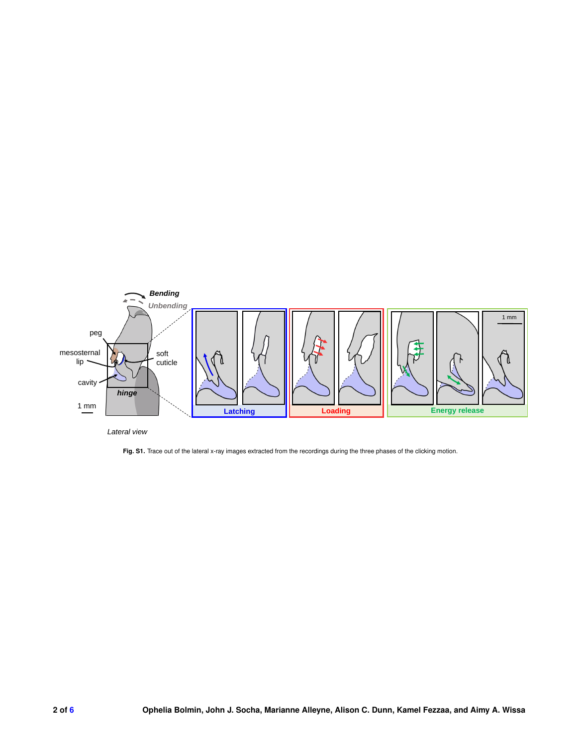**Fig. S1.** Trace out of the lateral x-ray images extracted from the recordings during the three phases of the clicking motion.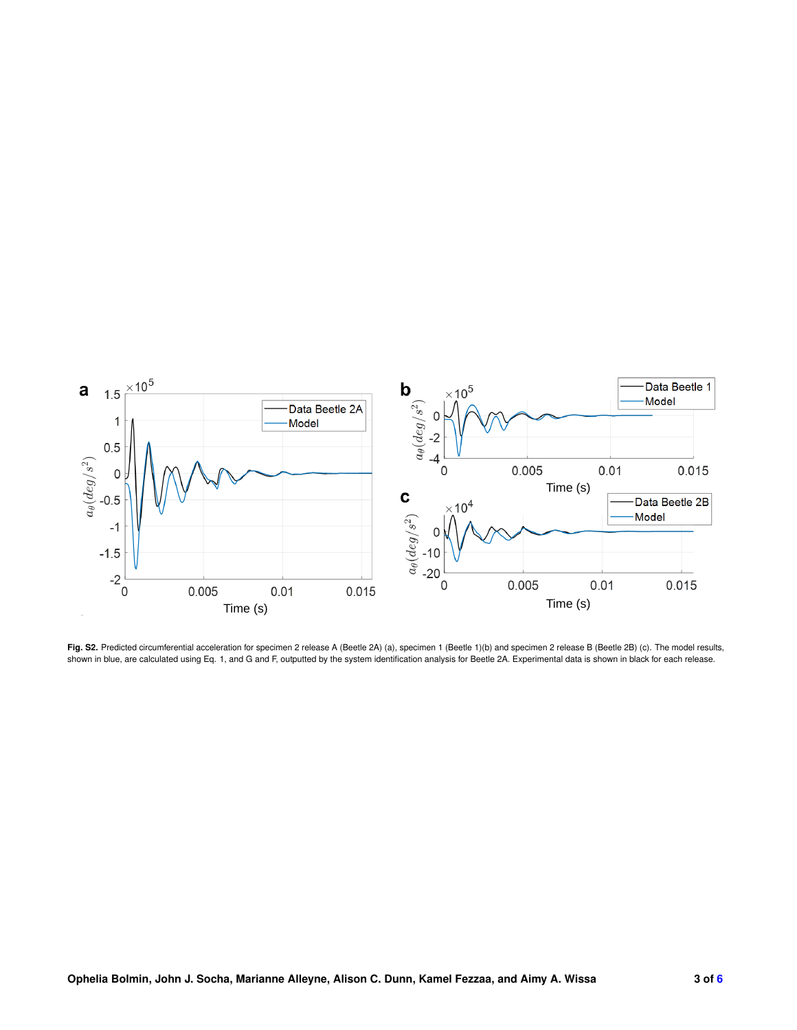**Fig. S2.** Predicted circumferential acceleration for specimen 2 release A (Beetle 2A) (a), specimen 1 (Beetle 1)(b) and specimen 2 release B (Beetle 2B) (c). The model results, shown in blue, are calculated using Eq. 1, and G and F, outputted by the system identification analysis for Beetle 2A. Experimental data is shown in black for each release.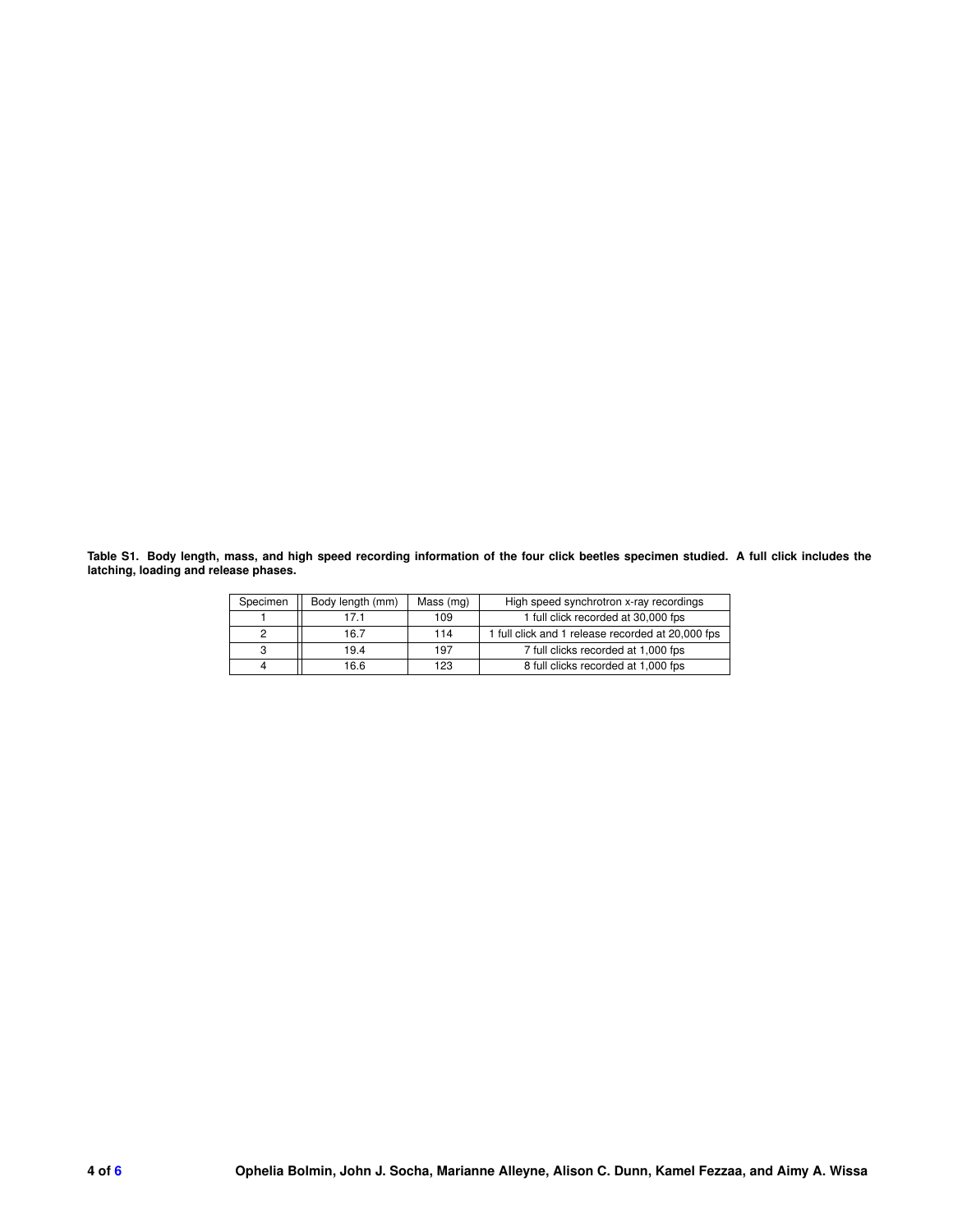**Table S1. Body length, mass, and high speed recording information of the four click beetles specimen studied. A full click includes the latching, loading and release phases.**

| Specimen | Body length (mm) | Mass (mg) | High speed synchrotron x-ray recordings |
|---|---|---|---|
| 1 | 17.1 | 109 | 1 full click recorded at 30,000 fps |
| 2 | 16.7 | 114 | 1 full click and 1 release recorded at 20,000 fps |
| 3 | 19.4 | 197 | 7 full clicks recorded at 1,000 fps |
| 4 | 16.6 | 123 | 8 full clicks recorded at 1,000 fps |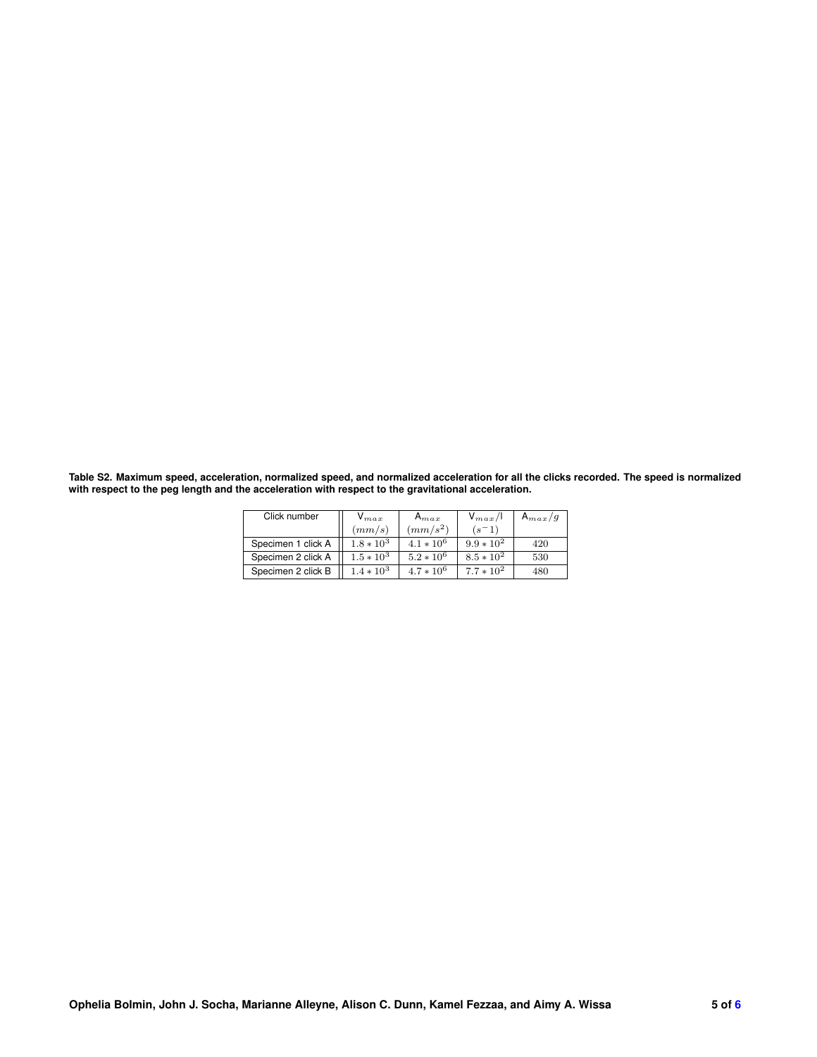**Table S2. Maximum speed, acceleration, normalized speed, and normalized acceleration for all the clicks recorded. The speed is normalized with respect to the peg length and the acceleration with respect to the gravitational acceleration.**

| Click number | $V_{max}$ $(mm/s)$ | $A_{max}$ $(mm/s^2)$ | $V_{max}/l$ $(s^-1)$ | $A_{max}/g$ |
|---|---|---|---|---|
| Specimen 1 click A | $1.8 * 10^3$ | $4.1 * 10^6$ | $9.9 * 10^2$ | $420$ |
| Specimen 2 click A | $1.5 * 10^3$ | $5.2 * 10^6$ | $8.5 * 10^2$ | $530$ |
| Specimen 2 click B | $1.4 * 10^3$ | $4.7 * 10^6$ | $7.7 * 10^2$ | $480$ |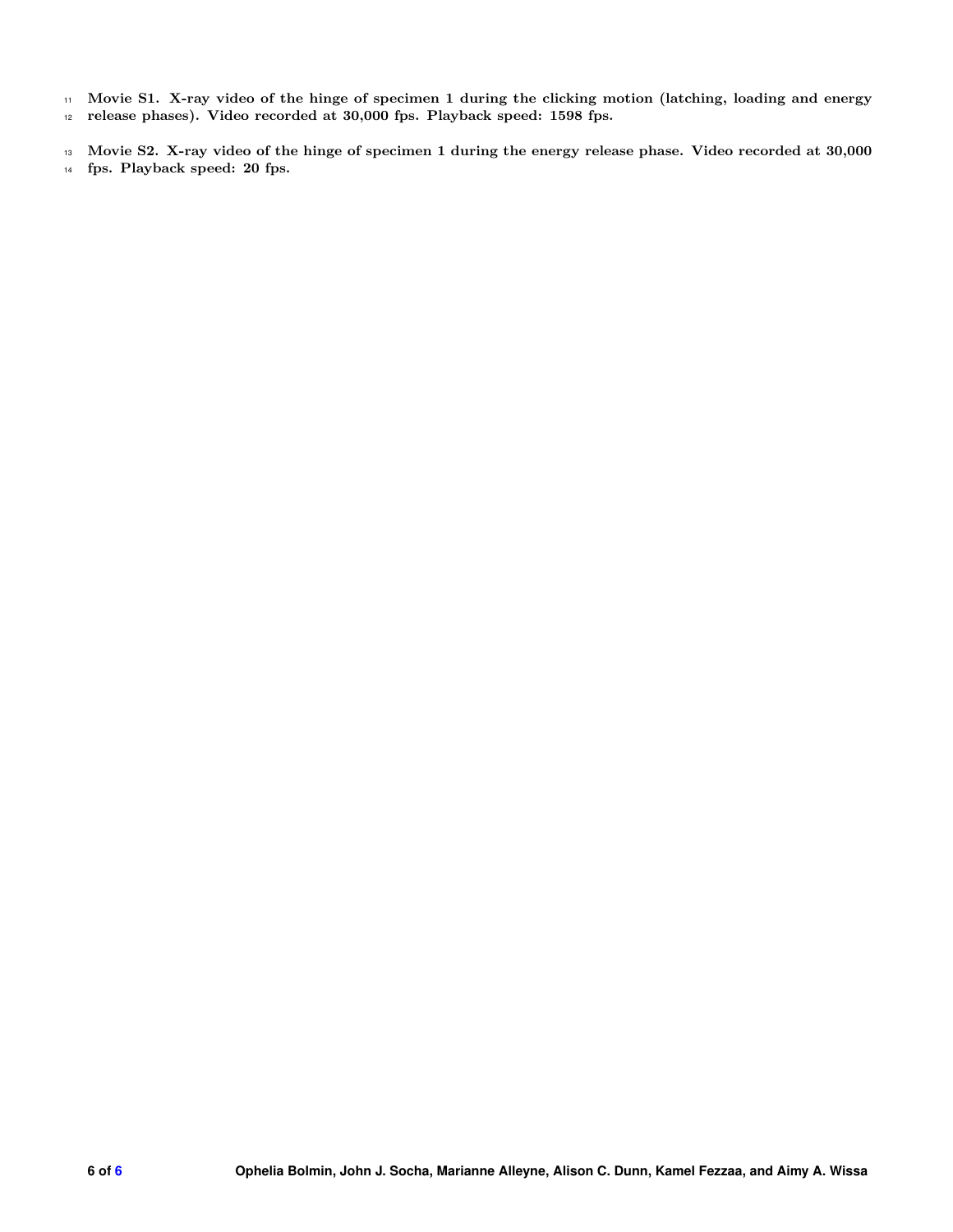**Movie S1. X-ray video of the hinge of specimen 1 during the clicking motion (latching, loading and energy release phases). Video recorded at 30,000 fps. Playback speed: 1598 fps.**

**Movie S2. X-ray video of the hinge of specimen 1 during the energy release phase. Video recorded at 30,000 fps. Playback speed: 20 fps.**